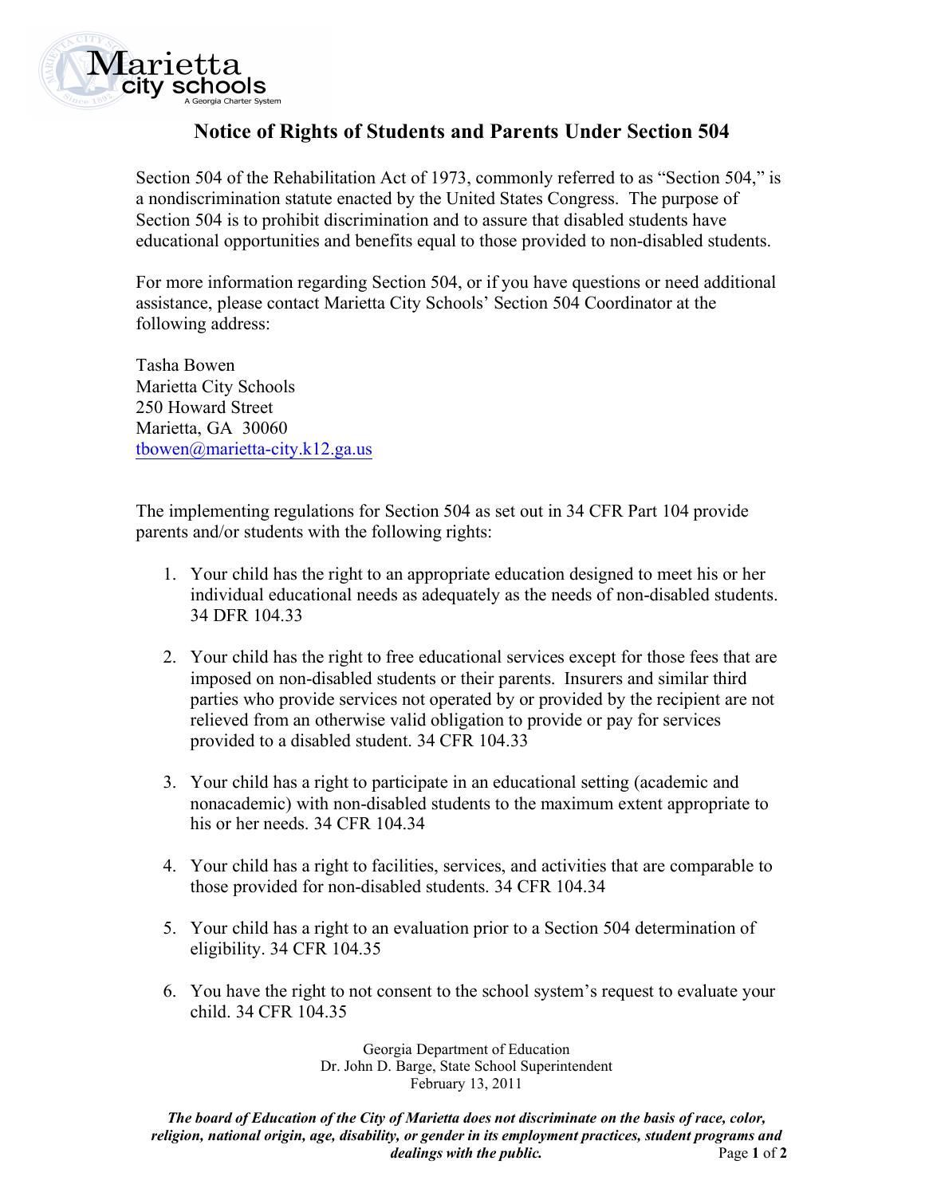# Notice of Rights of Students and Parents Under Section 504

Section 504 of the Rehabilitation Act of 1973, commonly referred to as "Section 504," is a nondiscrimination statute enacted by the United States Congress. The purpose of Section 504 is to prohibit discrimination and to assure that disabled students have educational opportunities and benefits equal to those provided to non-disabled students.

For more information regarding Section 504, or if you have questions or need additional assistance, please contact Marietta City Schools' Section 504 Coordinator at the following address:

Tasha Bowen
Marietta City Schools
250 Howard Street
Marietta, GA 30060
tbowen@marietta-city.k12.ga.us

The implementing regulations for Section 504 as set out in 34 CFR Part 104 provide parents and/or students with the following rights:

1. Your child has the right to an appropriate education designed to meet his or her individual educational needs as adequately as the needs of non-disabled students. 34 DFR 104.33

2. Your child has the right to free educational services except for those fees that are imposed on non-disabled students or their parents. Insurers and similar third parties who provide services not operated by or provided by the recipient are not relieved from an otherwise valid obligation to provide or pay for services provided to a disabled student. 34 CFR 104.33

3. Your child has a right to participate in an educational setting (academic and nonacademic) with non-disabled students to the maximum extent appropriate to his or her needs. 34 CFR 104.34

4. Your child has a right to facilities, services, and activities that are comparable to those provided for non-disabled students. 34 CFR 104.34

5. Your child has a right to an evaluation prior to a Section 504 determination of eligibility. 34 CFR 104.35

6. You have the right to not consent to the school system's request to evaluate your child. 34 CFR 104.35

Georgia Department of Education
Dr. John D. Barge, State School Superintendent
February 13, 2011

***The board of Education of the City of Marietta does not discriminate on the basis of race, color, religion, national origin, age, disability, or gender in its employment practices, student programs and dealings with the public.***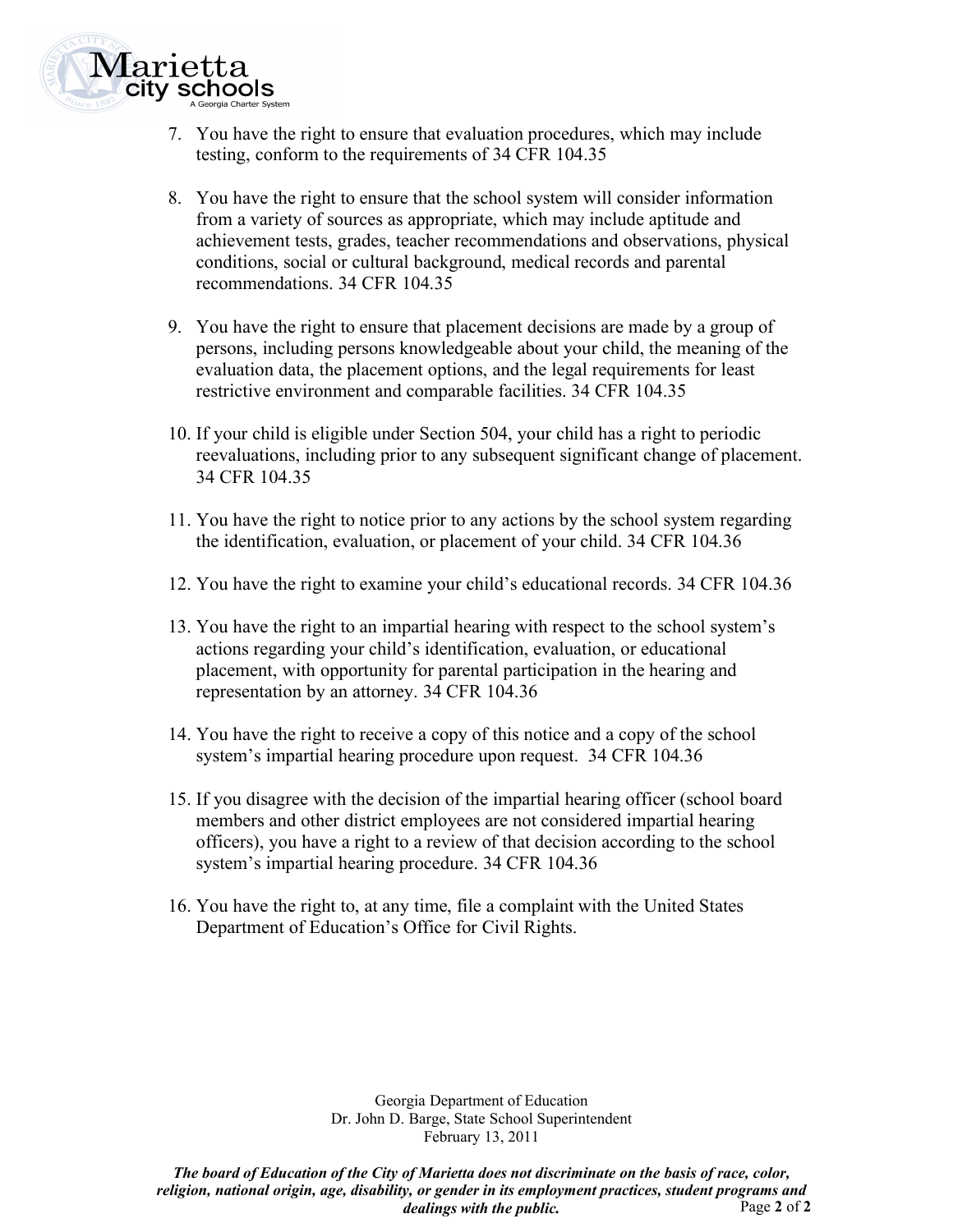7. You have the right to ensure that evaluation procedures, which may include testing, conform to the requirements of 34 CFR 104.35

8. You have the right to ensure that the school system will consider information from a variety of sources as appropriate, which may include aptitude and achievement tests, grades, teacher recommendations and observations, physical conditions, social or cultural background, medical records and parental recommendations. 34 CFR 104.35

9. You have the right to ensure that placement decisions are made by a group of persons, including persons knowledgeable about your child, the meaning of the evaluation data, the placement options, and the legal requirements for least restrictive environment and comparable facilities. 34 CFR 104.35

10. If your child is eligible under Section 504, your child has a right to periodic reevaluations, including prior to any subsequent significant change of placement. 34 CFR 104.35

11. You have the right to notice prior to any actions by the school system regarding the identification, evaluation, or placement of your child. 34 CFR 104.36

12. You have the right to examine your child's educational records. 34 CFR 104.36

13. You have the right to an impartial hearing with respect to the school system's actions regarding your child's identification, evaluation, or educational placement, with opportunity for parental participation in the hearing and representation by an attorney. 34 CFR 104.36

14. You have the right to receive a copy of this notice and a copy of the school system's impartial hearing procedure upon request. 34 CFR 104.36

15. If you disagree with the decision of the impartial hearing officer (school board members and other district employees are not considered impartial hearing officers), you have a right to a review of that decision according to the school system's impartial hearing procedure. 34 CFR 104.36

16. You have the right to, at any time, file a complaint with the United States Department of Education's Office for Civil Rights.

Georgia Department of Education
Dr. John D. Barge, State School Superintendent
February 13, 2011

***The board of Education of the City of Marietta does not discriminate on the basis of race, color, religion, national origin, age, disability, or gender in its employment practices, student programs and dealings with the public.***